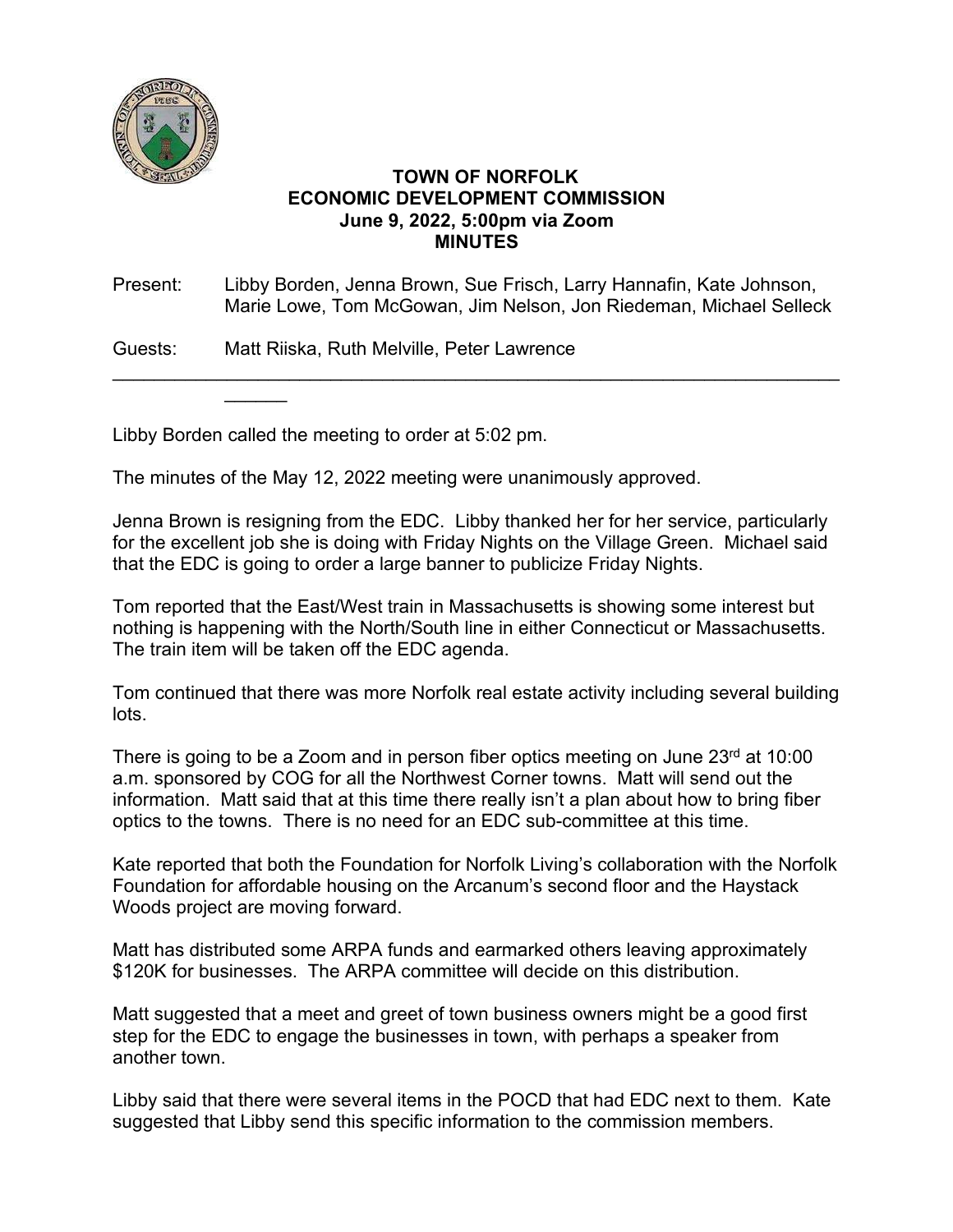**TOWN OF NORFOLK**
**ECONOMIC DEVELOPMENT COMMISSION**
**June 9, 2022, 5:00pm via Zoom**
**MINUTES**

Present: Libby Borden, Jenna Brown, Sue Frisch, Larry Hannafin, Kate Johnson, Marie Lowe, Tom McGowan, Jim Nelson, Jon Riedeman, Michael Selleck

Guests: Matt Riiska, Ruth Melville, Peter Lawrence

---

Libby Borden called the meeting to order at 5:02 pm.

The minutes of the May 12, 2022 meeting were unanimously approved.

Jenna Brown is resigning from the EDC. Libby thanked her for her service, particularly for the excellent job she is doing with Friday Nights on the Village Green. Michael said that the EDC is going to order a large banner to publicize Friday Nights.

Tom reported that the East/West train in Massachusetts is showing some interest but nothing is happening with the North/South line in either Connecticut or Massachusetts. The train item will be taken off the EDC agenda.

Tom continued that there was more Norfolk real estate activity including several building lots.

There is going to be a Zoom and in person fiber optics meeting on June 23rd at 10:00 a.m. sponsored by COG for all the Northwest Corner towns. Matt will send out the information. Matt said that at this time there really isn't a plan about how to bring fiber optics to the towns. There is no need for an EDC sub-committee at this time.

Kate reported that both the Foundation for Norfolk Living's collaboration with the Norfolk Foundation for affordable housing on the Arcanum's second floor and the Haystack Woods project are moving forward.

Matt has distributed some ARPA funds and earmarked others leaving approximately $120K for businesses. The ARPA committee will decide on this distribution.

Matt suggested that a meet and greet of town business owners might be a good first step for the EDC to engage the businesses in town, with perhaps a speaker from another town.

Libby said that there were several items in the POCD that had EDC next to them. Kate suggested that Libby send this specific information to the commission members.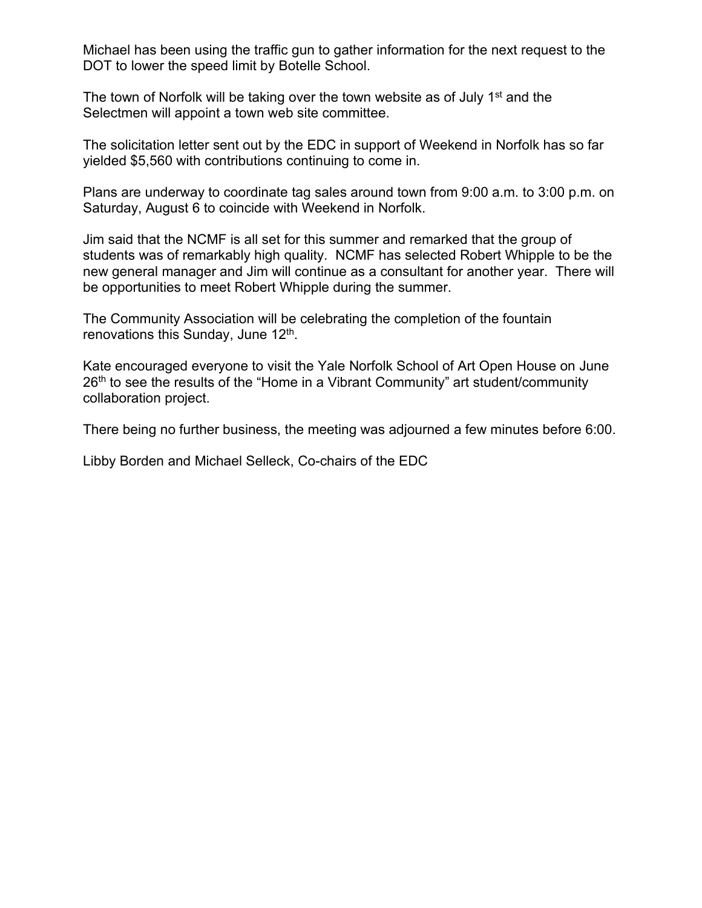Michael has been using the traffic gun to gather information for the next request to the DOT to lower the speed limit by Botelle School.

The town of Norfolk will be taking over the town website as of July 1st and the Selectmen will appoint a town web site committee.

The solicitation letter sent out by the EDC in support of Weekend in Norfolk has so far yielded $5,560 with contributions continuing to come in.

Plans are underway to coordinate tag sales around town from 9:00 a.m. to 3:00 p.m. on Saturday, August 6 to coincide with Weekend in Norfolk.

Jim said that the NCMF is all set for this summer and remarked that the group of students was of remarkably high quality. NCMF has selected Robert Whipple to be the new general manager and Jim will continue as a consultant for another year. There will be opportunities to meet Robert Whipple during the summer.

The Community Association will be celebrating the completion of the fountain renovations this Sunday, June 12th.

Kate encouraged everyone to visit the Yale Norfolk School of Art Open House on June 26th to see the results of the "Home in a Vibrant Community" art student/community collaboration project.

There being no further business, the meeting was adjourned a few minutes before 6:00.

Libby Borden and Michael Selleck, Co-chairs of the EDC